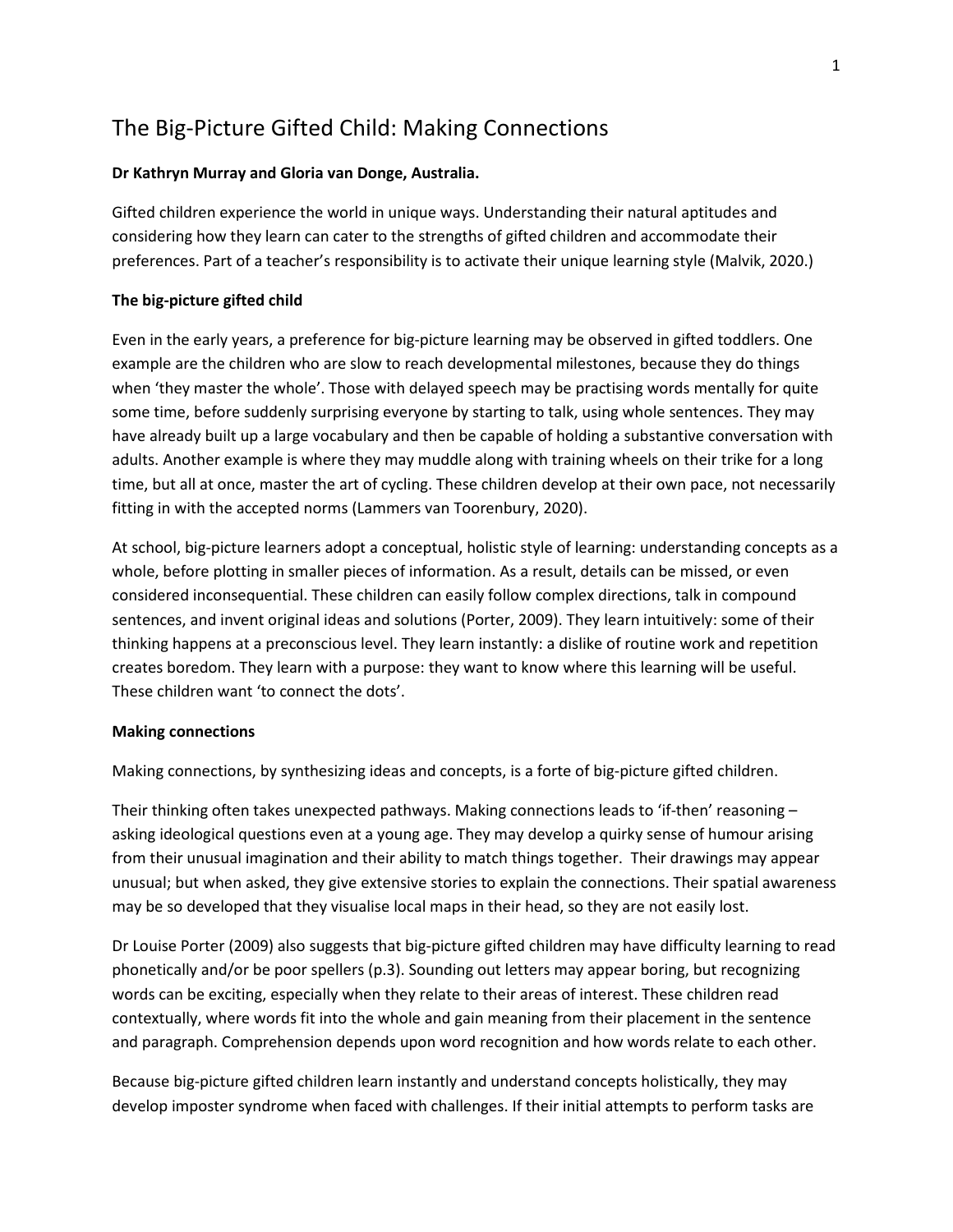# The Big-Picture Gifted Child: Making Connections

**Dr Kathryn Murray and Gloria van Donge, Australia.**

Gifted children experience the world in unique ways. Understanding their natural aptitudes and considering how they learn can cater to the strengths of gifted children and accommodate their preferences. Part of a teacher's responsibility is to activate their unique learning style (Malvik, 2020.)

**The big-picture gifted child**

Even in the early years, a preference for big-picture learning may be observed in gifted toddlers. One example are the children who are slow to reach developmental milestones, because they do things when 'they master the whole'. Those with delayed speech may be practising words mentally for quite some time, before suddenly surprising everyone by starting to talk, using whole sentences. They may have already built up a large vocabulary and then be capable of holding a substantive conversation with adults. Another example is where they may muddle along with training wheels on their trike for a long time, but all at once, master the art of cycling. These children develop at their own pace, not necessarily fitting in with the accepted norms (Lammers van Toorenbury, 2020).

At school, big-picture learners adopt a conceptual, holistic style of learning: understanding concepts as a whole, before plotting in smaller pieces of information. As a result, details can be missed, or even considered inconsequential. These children can easily follow complex directions, talk in compound sentences, and invent original ideas and solutions (Porter, 2009). They learn intuitively: some of their thinking happens at a preconscious level. They learn instantly: a dislike of routine work and repetition creates boredom. They learn with a purpose: they want to know where this learning will be useful. These children want 'to connect the dots'.

**Making connections**

Making connections, by synthesizing ideas and concepts, is a forte of big-picture gifted children.

Their thinking often takes unexpected pathways. Making connections leads to 'if-then' reasoning – asking ideological questions even at a young age. They may develop a quirky sense of humour arising from their unusual imagination and their ability to match things together. Their drawings may appear unusual; but when asked, they give extensive stories to explain the connections. Their spatial awareness may be so developed that they visualise local maps in their head, so they are not easily lost.

Dr Louise Porter (2009) also suggests that big-picture gifted children may have difficulty learning to read phonetically and/or be poor spellers (p.3). Sounding out letters may appear boring, but recognizing words can be exciting, especially when they relate to their areas of interest. These children read contextually, where words fit into the whole and gain meaning from their placement in the sentence and paragraph. Comprehension depends upon word recognition and how words relate to each other.

Because big-picture gifted children learn instantly and understand concepts holistically, they may develop imposter syndrome when faced with challenges. If their initial attempts to perform tasks are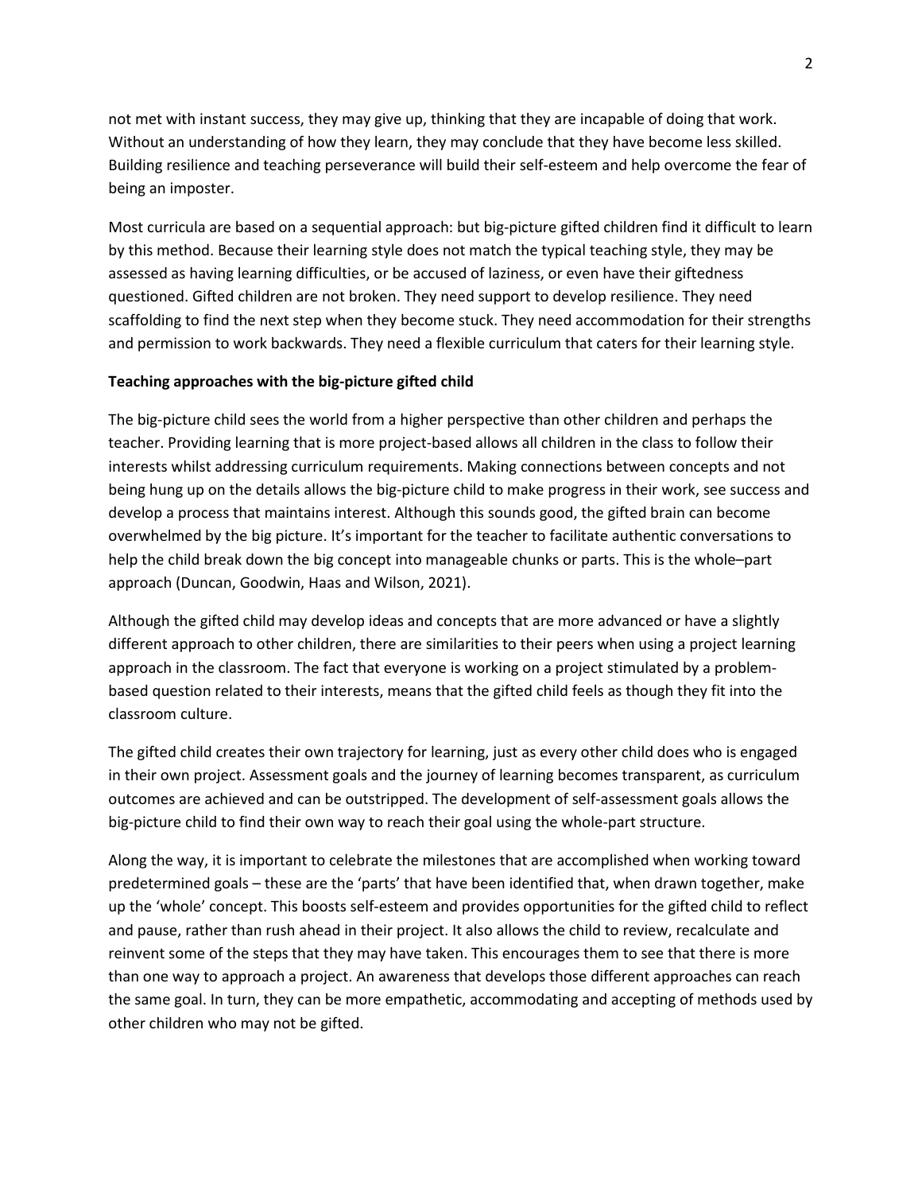not met with instant success, they may give up, thinking that they are incapable of doing that work. Without an understanding of how they learn, they may conclude that they have become less skilled. Building resilience and teaching perseverance will build their self-esteem and help overcome the fear of being an imposter.

Most curricula are based on a sequential approach: but big-picture gifted children find it difficult to learn by this method. Because their learning style does not match the typical teaching style, they may be assessed as having learning difficulties, or be accused of laziness, or even have their giftedness questioned. Gifted children are not broken. They need support to develop resilience. They need scaffolding to find the next step when they become stuck. They need accommodation for their strengths and permission to work backwards. They need a flexible curriculum that caters for their learning style.

**Teaching approaches with the big-picture gifted child**

The big-picture child sees the world from a higher perspective than other children and perhaps the teacher. Providing learning that is more project-based allows all children in the class to follow their interests whilst addressing curriculum requirements. Making connections between concepts and not being hung up on the details allows the big-picture child to make progress in their work, see success and develop a process that maintains interest. Although this sounds good, the gifted brain can become overwhelmed by the big picture. It's important for the teacher to facilitate authentic conversations to help the child break down the big concept into manageable chunks or parts. This is the whole–part approach (Duncan, Goodwin, Haas and Wilson, 2021).

Although the gifted child may develop ideas and concepts that are more advanced or have a slightly different approach to other children, there are similarities to their peers when using a project learning approach in the classroom. The fact that everyone is working on a project stimulated by a problem-based question related to their interests, means that the gifted child feels as though they fit into the classroom culture.

The gifted child creates their own trajectory for learning, just as every other child does who is engaged in their own project. Assessment goals and the journey of learning becomes transparent, as curriculum outcomes are achieved and can be outstripped. The development of self-assessment goals allows the big-picture child to find their own way to reach their goal using the whole-part structure.

Along the way, it is important to celebrate the milestones that are accomplished when working toward predetermined goals – these are the 'parts' that have been identified that, when drawn together, make up the 'whole' concept. This boosts self-esteem and provides opportunities for the gifted child to reflect and pause, rather than rush ahead in their project. It also allows the child to review, recalculate and reinvent some of the steps that they may have taken. This encourages them to see that there is more than one way to approach a project. An awareness that develops those different approaches can reach the same goal. In turn, they can be more empathetic, accommodating and accepting of methods used by other children who may not be gifted.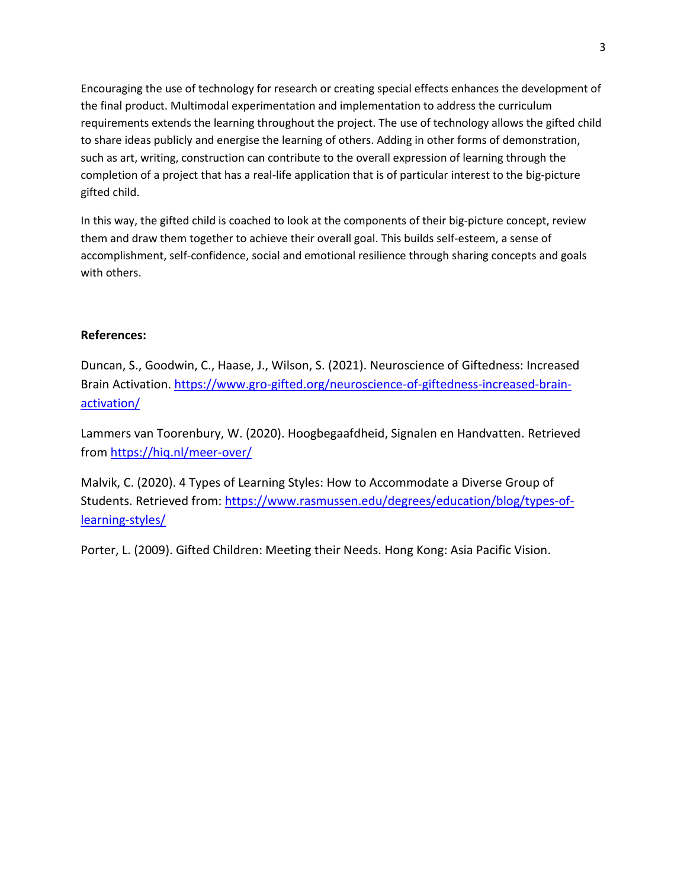Encouraging the use of technology for research or creating special effects enhances the development of the final product. Multimodal experimentation and implementation to address the curriculum requirements extends the learning throughout the project. The use of technology allows the gifted child to share ideas publicly and energise the learning of others. Adding in other forms of demonstration, such as art, writing, construction can contribute to the overall expression of learning through the completion of a project that has a real-life application that is of particular interest to the big-picture gifted child.

In this way, the gifted child is coached to look at the components of their big-picture concept, review them and draw them together to achieve their overall goal. This builds self-esteem, a sense of accomplishment, self-confidence, social and emotional resilience through sharing concepts and goals with others.

**References:**

Duncan, S., Goodwin, C., Haase, J., Wilson, S. (2021). Neuroscience of Giftedness: Increased Brain Activation. https://www.gro-gifted.org/neuroscience-of-giftedness-increased-brain-activation/

Lammers van Toorenbury, W. (2020). Hoogbegaafdheid, Signalen en Handvatten. Retrieved from https://hiq.nl/meer-over/

Malvik, C. (2020). 4 Types of Learning Styles: How to Accommodate a Diverse Group of Students. Retrieved from: https://www.rasmussen.edu/degrees/education/blog/types-of-learning-styles/

Porter, L. (2009). Gifted Children: Meeting their Needs. Hong Kong: Asia Pacific Vision.